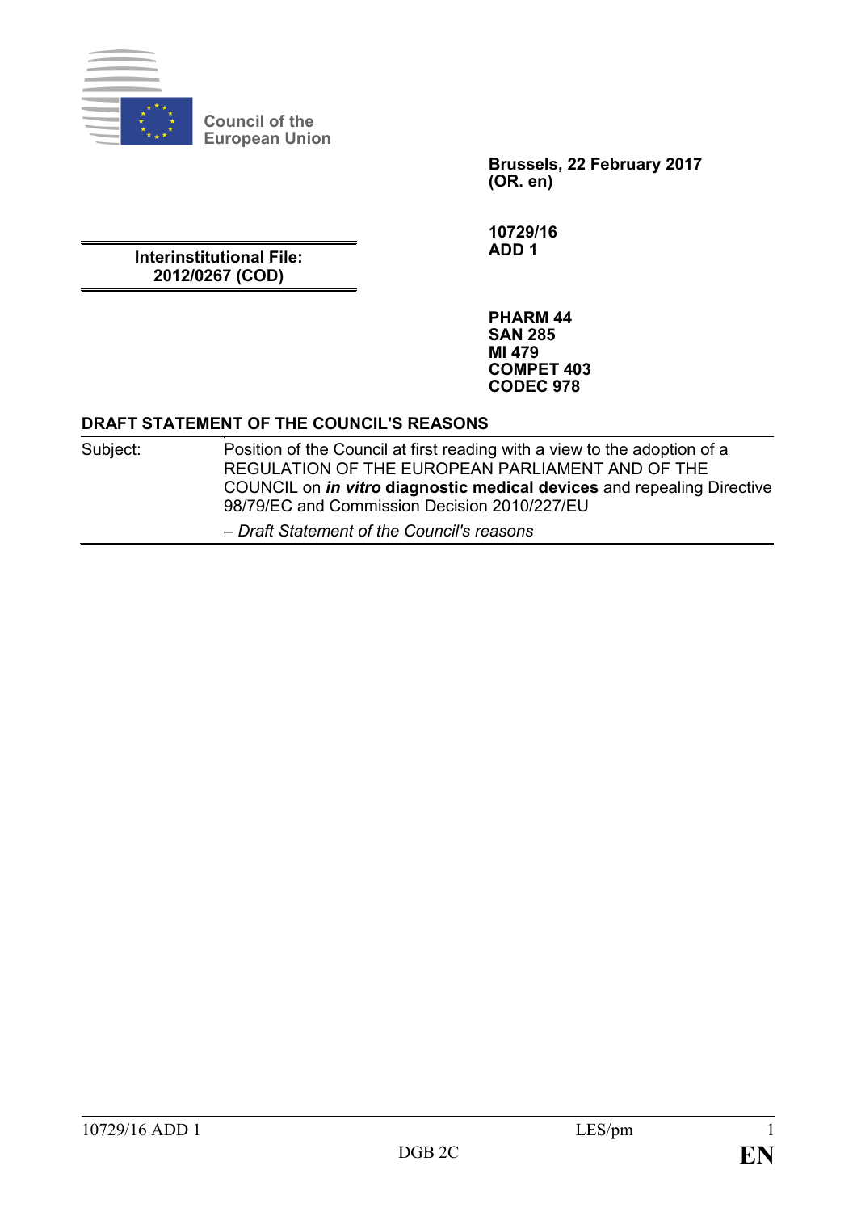**Council of the European Union**

**Brussels, 22 February 2017**
**(OR. en)**

**10729/16**
**ADD 1**

**Interinstitutional File:**
**2012/0267 (COD)**

**PHARM 44**
**SAN 285**
**MI 479**
**COMPET 403**
**CODEC 978**

## DRAFT STATEMENT OF THE COUNCIL'S REASONS

| Subject: | Position of the Council at first reading with a view to the adoption of a REGULATION OF THE EUROPEAN PARLIAMENT AND OF THE COUNCIL on ***in vitro* diagnostic medical devices** and repealing Directive 98/79/EC and Commission Decision 2010/227/EU |
|---|---|
| | *– Draft Statement of the Council's reasons* |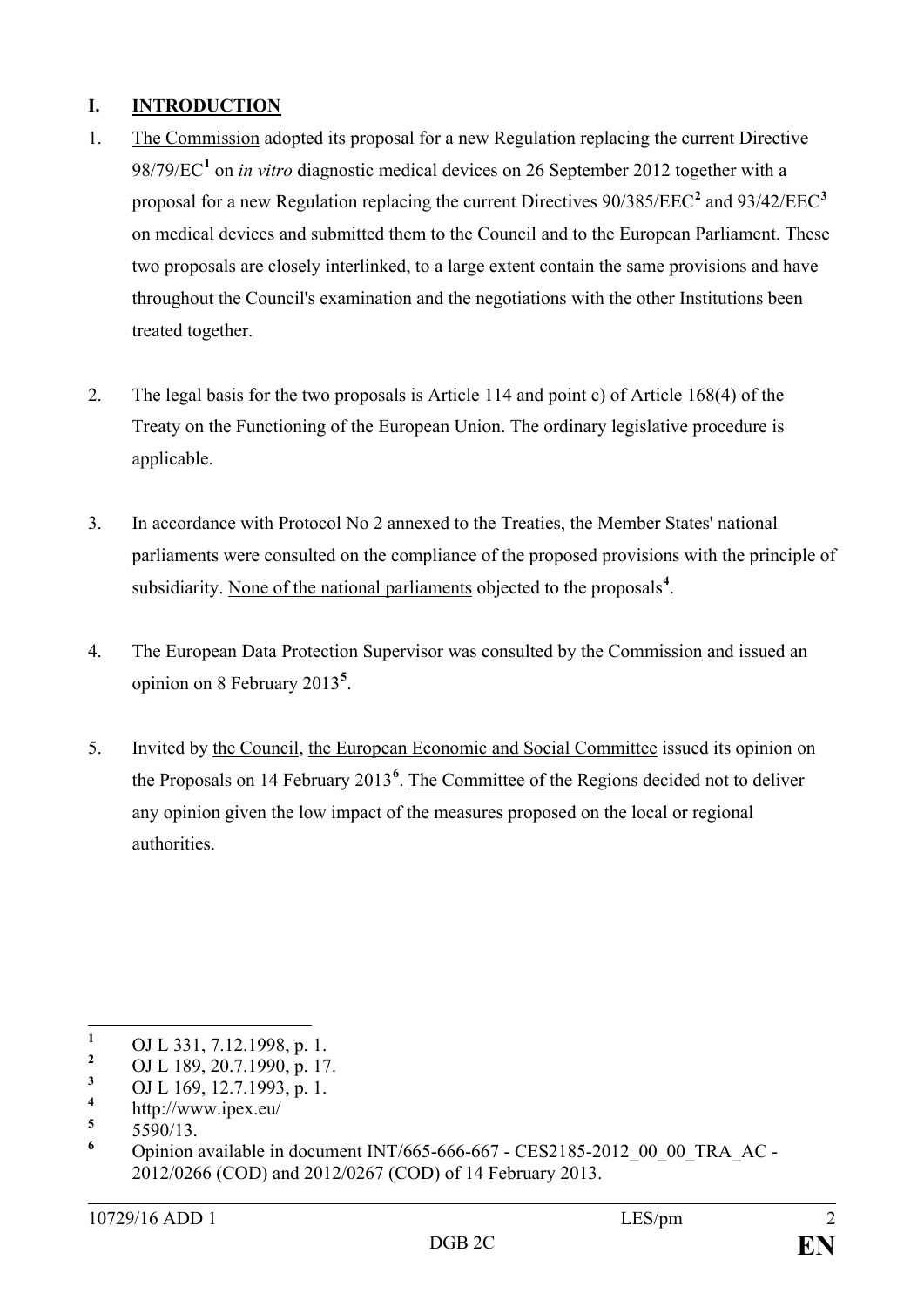## I. INTRODUCTION

1. The Commission adopted its proposal for a new Regulation replacing the current Directive 98/79/EC[1] on *in vitro* diagnostic medical devices on 26 September 2012 together with a proposal for a new Regulation replacing the current Directives 90/385/EEC[2] and 93/42/EEC[3] on medical devices and submitted them to the Council and to the European Parliament. These two proposals are closely interlinked, to a large extent contain the same provisions and have throughout the Council's examination and the negotiations with the other Institutions been treated together.

2. The legal basis for the two proposals is Article 114 and point c) of Article 168(4) of the Treaty on the Functioning of the European Union. The ordinary legislative procedure is applicable.

3. In accordance with Protocol No 2 annexed to the Treaties, the Member States' national parliaments were consulted on the compliance of the proposed provisions with the principle of subsidiarity. None of the national parliaments objected to the proposals[4].

4. The European Data Protection Supervisor was consulted by the Commission and issued an opinion on 8 February 2013[5].

5. Invited by the Council, the European Economic and Social Committee issued its opinion on the Proposals on 14 February 2013[6]. The Committee of the Regions decided not to deliver any opinion given the low impact of the measures proposed on the local or regional authorities.

---

[1] OJ L 331, 7.12.1998, p. 1.

[2] OJ L 189, 20.7.1990, p. 17.

[3] OJ L 169, 12.7.1993, p. 1.

[4] http://www.ipex.eu/

[5] 5590/13.

[6] Opinion available in document INT/665-666-667 - CES2185-2012_00_00_TRA_AC - 2012/0266 (COD) and 2012/0267 (COD) of 14 February 2013.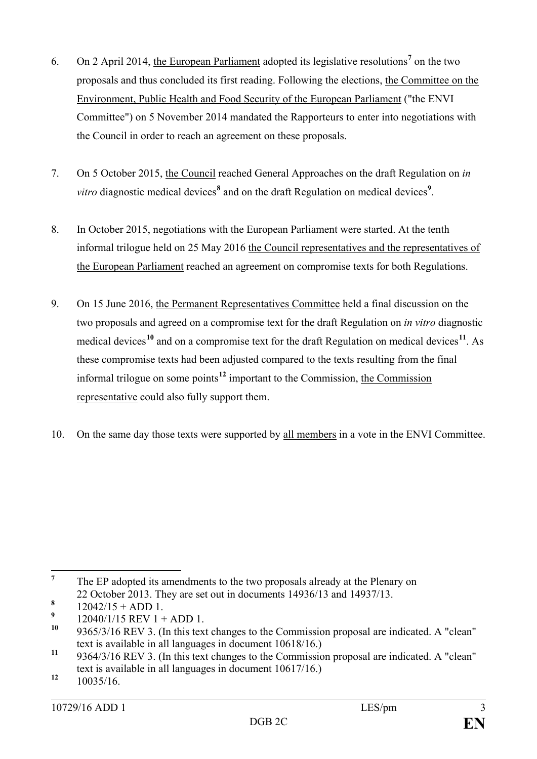6. On 2 April 2014, the European Parliament adopted its legislative resolutions[7] on the two proposals and thus concluded its first reading. Following the elections, the Committee on the Environment, Public Health and Food Security of the European Parliament ("the ENVI Committee") on 5 November 2014 mandated the Rapporteurs to enter into negotiations with the Council in order to reach an agreement on these proposals.

7. On 5 October 2015, the Council reached General Approaches on the draft Regulation on *in vitro* diagnostic medical devices[8] and on the draft Regulation on medical devices[9].

8. In October 2015, negotiations with the European Parliament were started. At the tenth informal trilogue held on 25 May 2016 the Council representatives and the representatives of the European Parliament reached an agreement on compromise texts for both Regulations.

9. On 15 June 2016, the Permanent Representatives Committee held a final discussion on the two proposals and agreed on a compromise text for the draft Regulation on *in vitro* diagnostic medical devices[10] and on a compromise text for the draft Regulation on medical devices[11]. As these compromise texts had been adjusted compared to the texts resulting from the final informal trilogue on some points[12] important to the Commission, the Commission representative could also fully support them.

10. On the same day those texts were supported by all members in a vote in the ENVI Committee.

---

[7] The EP adopted its amendments to the two proposals already at the Plenary on 22 October 2013. They are set out in documents 14936/13 and 14937/13.

[8] 12042/15 + ADD 1.

[9] 12040/1/15 REV 1 + ADD 1.

[10] 9365/3/16 REV 3. (In this text changes to the Commission proposal are indicated. A "clean" text is available in all languages in document 10618/16.)

[11] 9364/3/16 REV 3. (In this text changes to the Commission proposal are indicated. A "clean" text is available in all languages in document 10617/16.)

[12] 10035/16.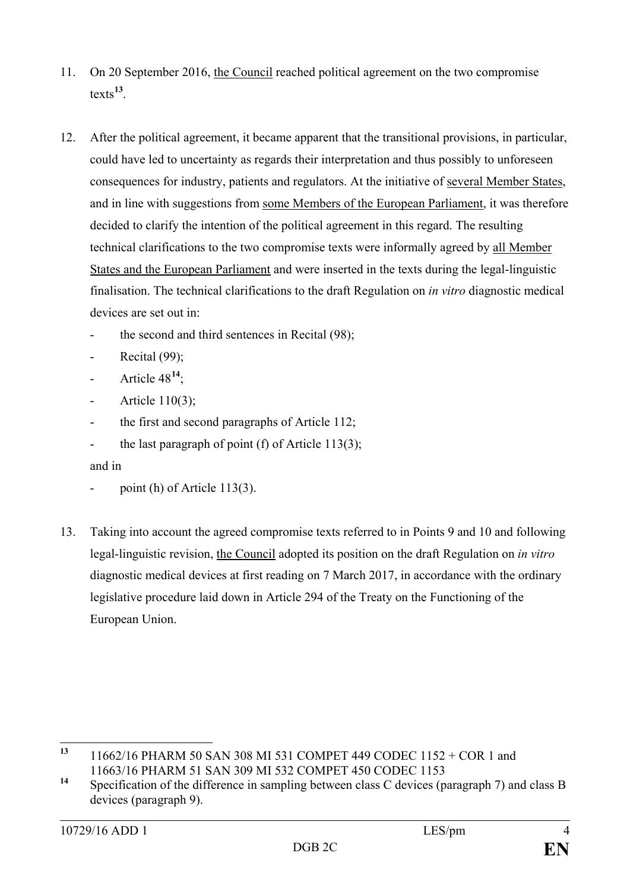11. On 20 September 2016, the Council reached political agreement on the two compromise texts[13].

12. After the political agreement, it became apparent that the transitional provisions, in particular, could have led to uncertainty as regards their interpretation and thus possibly to unforeseen consequences for industry, patients and regulators. At the initiative of several Member States, and in line with suggestions from some Members of the European Parliament, it was therefore decided to clarify the intention of the political agreement in this regard. The resulting technical clarifications to the two compromise texts were informally agreed by all Member States and the European Parliament and were inserted in the texts during the legal-linguistic finalisation. The technical clarifications to the draft Regulation on *in vitro* diagnostic medical devices are set out in:
    - the second and third sentences in Recital (98);
    - Recital (99);
    - Article 48[14];
    - Article 110(3);
    - the first and second paragraphs of Article 112;
    - the last paragraph of point (f) of Article 113(3);

    and in

    - point (h) of Article 113(3).

13. Taking into account the agreed compromise texts referred to in Points 9 and 10 and following legal-linguistic revision, the Council adopted its position on the draft Regulation on *in vitro* diagnostic medical devices at first reading on 7 March 2017, in accordance with the ordinary legislative procedure laid down in Article 294 of the Treaty on the Functioning of the European Union.

---

[13] 11662/16 PHARM 50 SAN 308 MI 531 COMPET 449 CODEC 1152 + COR 1 and 11663/16 PHARM 51 SAN 309 MI 532 COMPET 450 CODEC 1153

[14] Specification of the difference in sampling between class C devices (paragraph 7) and class B devices (paragraph 9).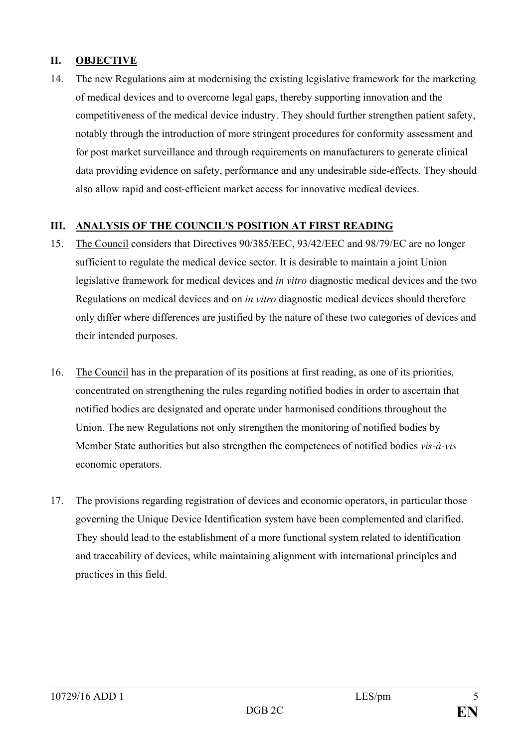## II. OBJECTIVE

14. The new Regulations aim at modernising the existing legislative framework for the marketing of medical devices and to overcome legal gaps, thereby supporting innovation and the competitiveness of the medical device industry. They should further strengthen patient safety, notably through the introduction of more stringent procedures for conformity assessment and for post market surveillance and through requirements on manufacturers to generate clinical data providing evidence on safety, performance and any undesirable side-effects. They should also allow rapid and cost-efficient market access for innovative medical devices.

## III. ANALYSIS OF THE COUNCIL'S POSITION AT FIRST READING

15. The Council considers that Directives 90/385/EEC, 93/42/EEC and 98/79/EC are no longer sufficient to regulate the medical device sector. It is desirable to maintain a joint Union legislative framework for medical devices and *in vitro* diagnostic medical devices and the two Regulations on medical devices and on *in vitro* diagnostic medical devices should therefore only differ where differences are justified by the nature of these two categories of devices and their intended purposes.

16. The Council has in the preparation of its positions at first reading, as one of its priorities, concentrated on strengthening the rules regarding notified bodies in order to ascertain that notified bodies are designated and operate under harmonised conditions throughout the Union. The new Regulations not only strengthen the monitoring of notified bodies by Member State authorities but also strengthen the competences of notified bodies *vis-à-vis* economic operators.

17. The provisions regarding registration of devices and economic operators, in particular those governing the Unique Device Identification system have been complemented and clarified. They should lead to the establishment of a more functional system related to identification and traceability of devices, while maintaining alignment with international principles and practices in this field.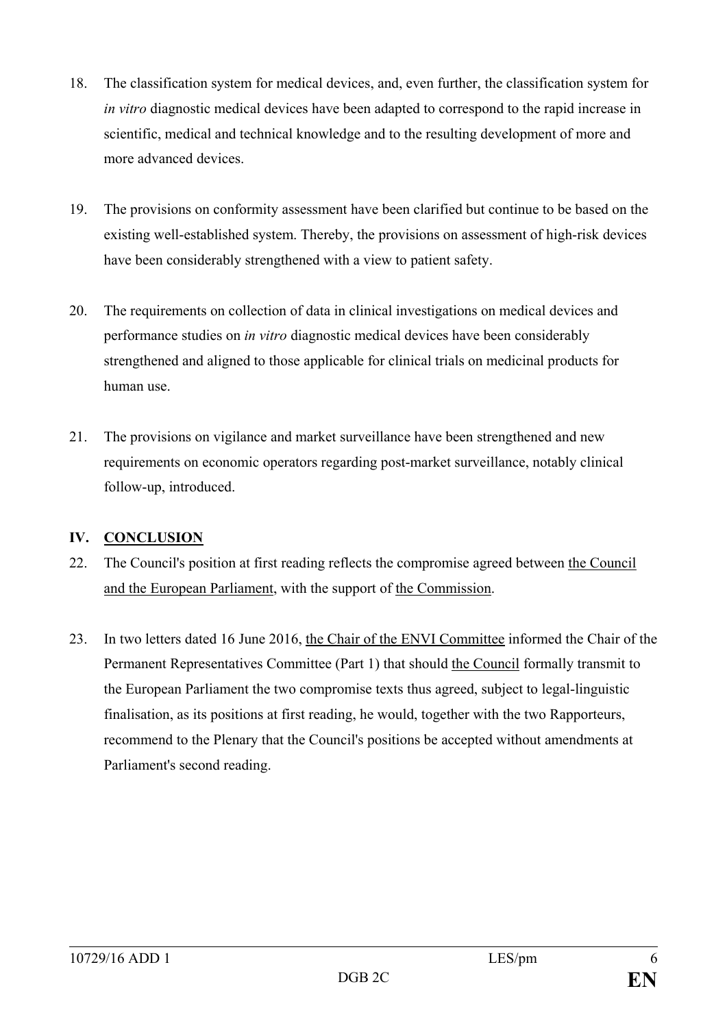18. The classification system for medical devices, and, even further, the classification system for *in vitro* diagnostic medical devices have been adapted to correspond to the rapid increase in scientific, medical and technical knowledge and to the resulting development of more and more advanced devices.

19. The provisions on conformity assessment have been clarified but continue to be based on the existing well-established system. Thereby, the provisions on assessment of high-risk devices have been considerably strengthened with a view to patient safety.

20. The requirements on collection of data in clinical investigations on medical devices and performance studies on *in vitro* diagnostic medical devices have been considerably strengthened and aligned to those applicable for clinical trials on medicinal products for human use.

21. The provisions on vigilance and market surveillance have been strengthened and new requirements on economic operators regarding post-market surveillance, notably clinical follow-up, introduced.

## IV. CONCLUSION

22. The Council's position at first reading reflects the compromise agreed between the Council and the European Parliament, with the support of the Commission.

23. In two letters dated 16 June 2016, the Chair of the ENVI Committee informed the Chair of the Permanent Representatives Committee (Part 1) that should the Council formally transmit to the European Parliament the two compromise texts thus agreed, subject to legal-linguistic finalisation, as its positions at first reading, he would, together with the two Rapporteurs, recommend to the Plenary that the Council's positions be accepted without amendments at Parliament's second reading.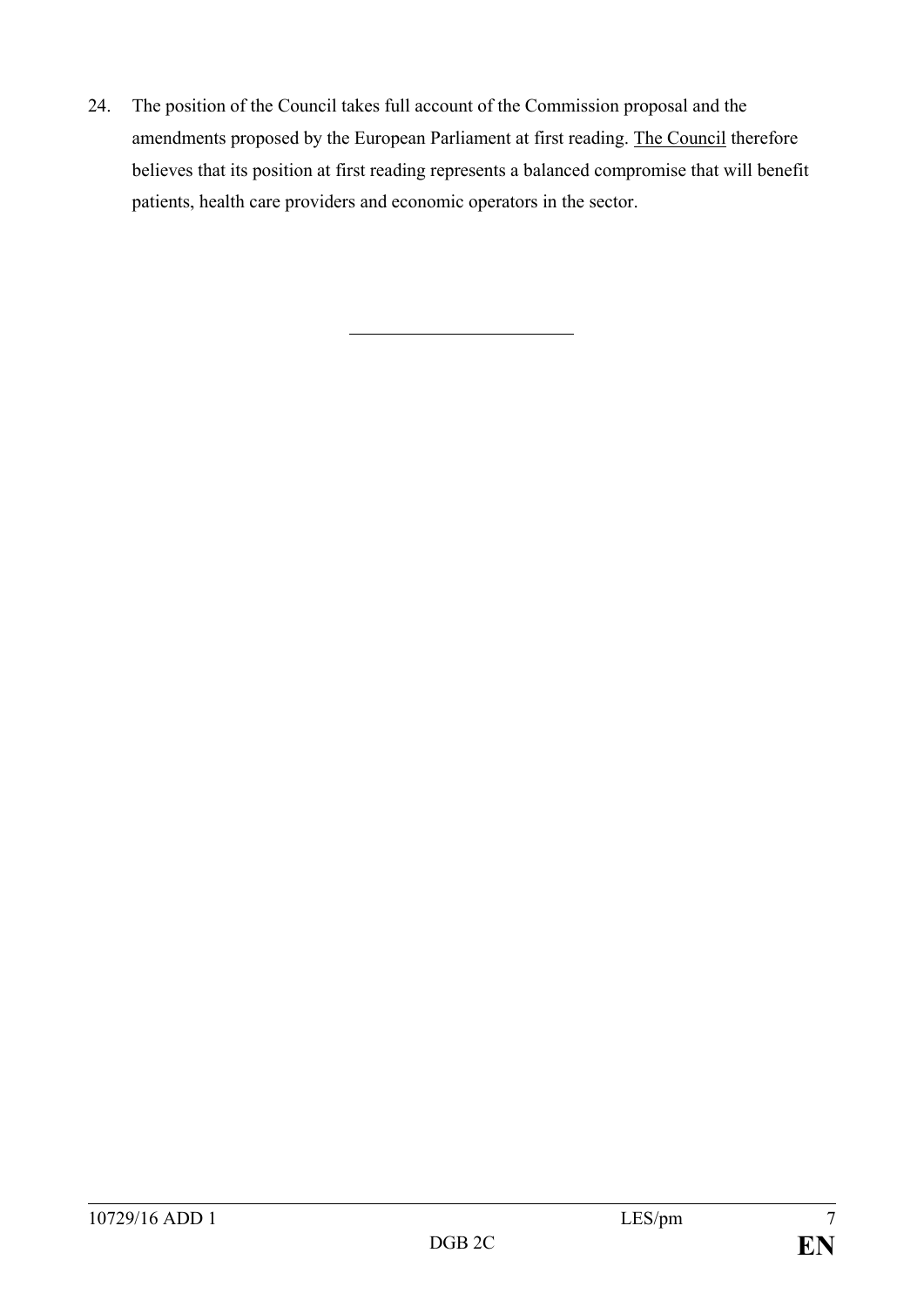24. The position of the Council takes full account of the Commission proposal and the amendments proposed by the European Parliament at first reading. The Council therefore believes that its position at first reading represents a balanced compromise that will benefit patients, health care providers and economic operators in the sector.